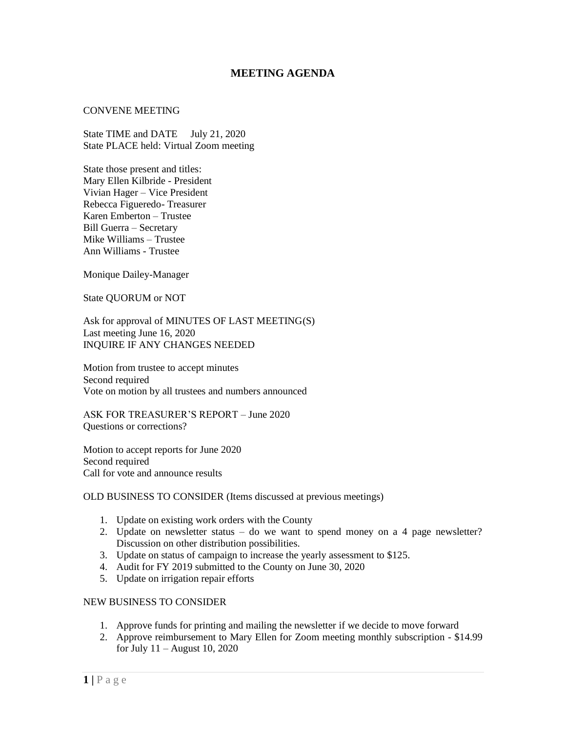# MEETING AGENDA

CONVENE MEETING

State TIME and DATE  July 21, 2020
State PLACE held: Virtual Zoom meeting

State those present and titles:
Mary Ellen Kilbride - President
Vivian Hager – Vice President
Rebecca Figueredo- Treasurer
Karen Emberton – Trustee
Bill Guerra – Secretary
Mike Williams – Trustee
Ann Williams - Trustee

Monique Dailey-Manager

State QUORUM or NOT

Ask for approval of MINUTES OF LAST MEETING(S)
Last meeting June 16, 2020
INQUIRE IF ANY CHANGES NEEDED

Motion from trustee to accept minutes
Second required
Vote on motion by all trustees and numbers announced

ASK FOR TREASURER'S REPORT – June 2020
Questions or corrections?

Motion to accept reports for June 2020
Second required
Call for vote and announce results

OLD BUSINESS TO CONSIDER (Items discussed at previous meetings)

1. Update on existing work orders with the County
2. Update on newsletter status – do we want to spend money on a 4 page newsletter? Discussion on other distribution possibilities.
3. Update on status of campaign to increase the yearly assessment to $125.
4. Audit for FY 2019 submitted to the County on June 30, 2020
5. Update on irrigation repair efforts

NEW BUSINESS TO CONSIDER

1. Approve funds for printing and mailing the newsletter if we decide to move forward
2. Approve reimbursement to Mary Ellen for Zoom meeting monthly subscription - $14.99 for July 11 – August 10, 2020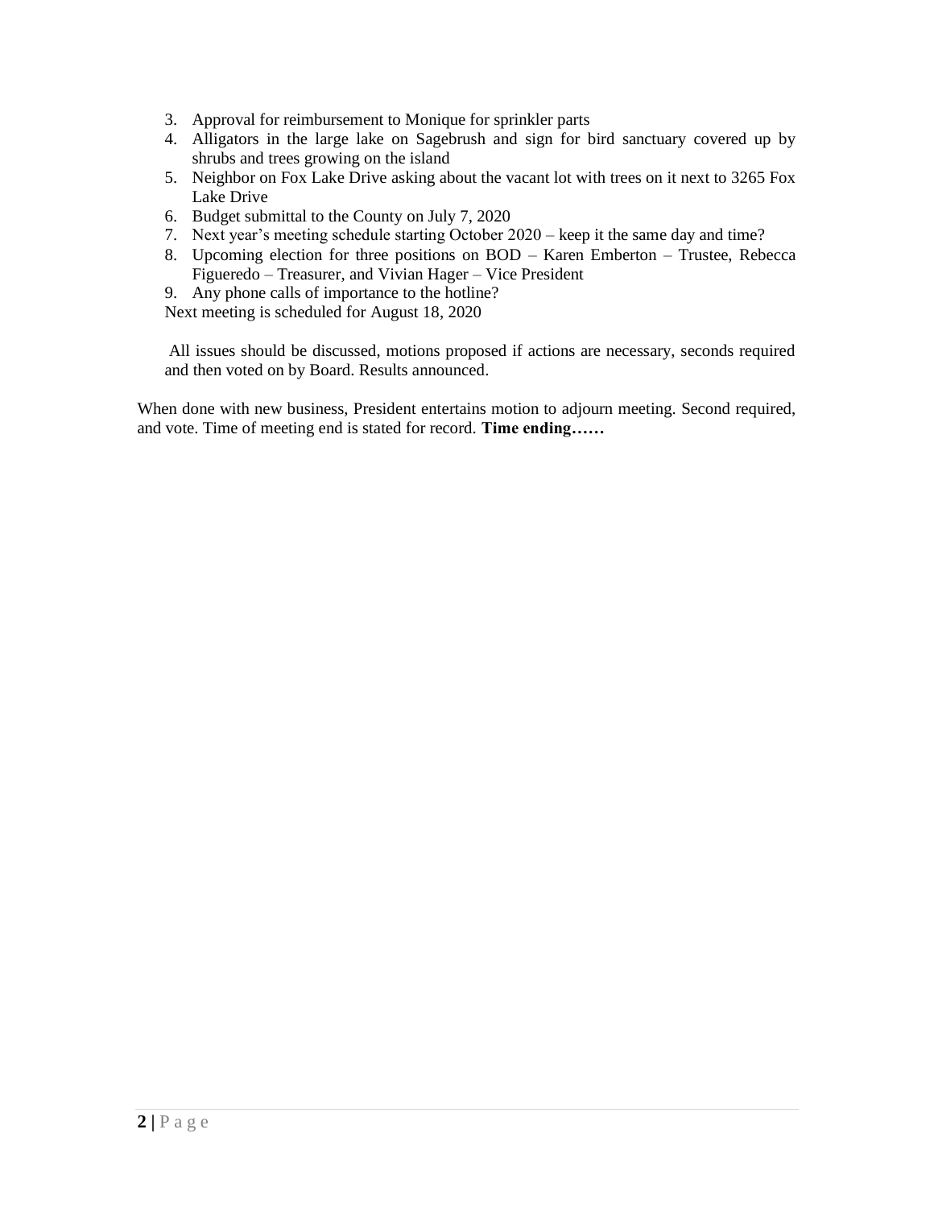3. Approval for reimbursement to Monique for sprinkler parts
4. Alligators in the large lake on Sagebrush and sign for bird sanctuary covered up by shrubs and trees growing on the island
5. Neighbor on Fox Lake Drive asking about the vacant lot with trees on it next to 3265 Fox Lake Drive
6. Budget submittal to the County on July 7, 2020
7. Next year's meeting schedule starting October 2020 – keep it the same day and time?
8. Upcoming election for three positions on BOD – Karen Emberton – Trustee, Rebecca Figueredo – Treasurer, and Vivian Hager – Vice President
9. Any phone calls of importance to the hotline?

Next meeting is scheduled for August 18, 2020

All issues should be discussed, motions proposed if actions are necessary, seconds required and then voted on by Board. Results announced.

When done with new business, President entertains motion to adjourn meeting. Second required, and vote. Time of meeting end is stated for record. **Time ending……**